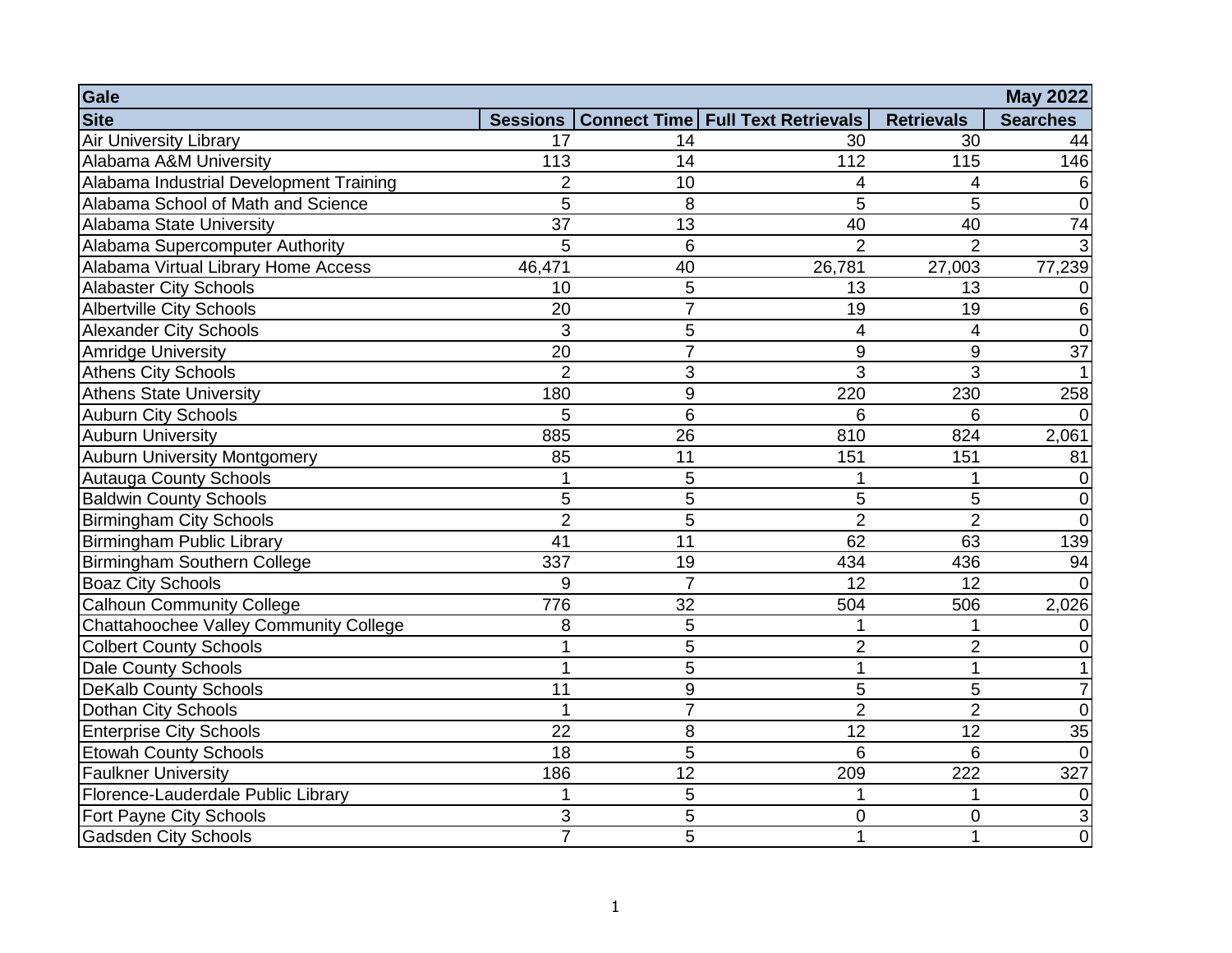| Gale | | | | | May 2022 |
|---|---|---|---|---|---|
| **Site** | **Sessions** | **Connect Time** | **Full Text Retrievals** | **Retrievals** | **Searches** |
| Air University Library | 17 | 14 | 30 | 30 | 44 |
| Alabama A&M University | 113 | 14 | 112 | 115 | 146 |
| Alabama Industrial Development Training | 2 | 10 | 4 | 4 | 6 |
| Alabama School of Math and Science | 5 | 8 | 5 | 5 | 0 |
| Alabama State University | 37 | 13 | 40 | 40 | 74 |
| Alabama Supercomputer Authority | 5 | 6 | 2 | 2 | 3 |
| Alabama Virtual Library Home Access | 46,471 | 40 | 26,781 | 27,003 | 77,239 |
| Alabaster City Schools | 10 | 5 | 13 | 13 | 0 |
| Albertville City Schools | 20 | 7 | 19 | 19 | 6 |
| Alexander City Schools | 3 | 5 | 4 | 4 | 0 |
| Amridge University | 20 | 7 | 9 | 9 | 37 |
| Athens City Schools | 2 | 3 | 3 | 3 | 1 |
| Athens State University | 180 | 9 | 220 | 230 | 258 |
| Auburn City Schools | 5 | 6 | 6 | 6 | 0 |
| Auburn University | 885 | 26 | 810 | 824 | 2,061 |
| Auburn University Montgomery | 85 | 11 | 151 | 151 | 81 |
| Autauga County Schools | 1 | 5 | 1 | 1 | 0 |
| Baldwin County Schools | 5 | 5 | 5 | 5 | 0 |
| Birmingham City Schools | 2 | 5 | 2 | 2 | 0 |
| Birmingham Public Library | 41 | 11 | 62 | 63 | 139 |
| Birmingham Southern College | 337 | 19 | 434 | 436 | 94 |
| Boaz City Schools | 9 | 7 | 12 | 12 | 0 |
| Calhoun Community College | 776 | 32 | 504 | 506 | 2,026 |
| Chattahoochee Valley Community College | 8 | 5 | 1 | 1 | 0 |
| Colbert County Schools | 1 | 5 | 2 | 2 | 0 |
| Dale County Schools | 1 | 5 | 1 | 1 | 1 |
| DeKalb County Schools | 11 | 9 | 5 | 5 | 7 |
| Dothan City Schools | 1 | 7 | 2 | 2 | 0 |
| Enterprise City Schools | 22 | 8 | 12 | 12 | 35 |
| Etowah County Schools | 18 | 5 | 6 | 6 | 0 |
| Faulkner University | 186 | 12 | 209 | 222 | 327 |
| Florence-Lauderdale Public Library | 1 | 5 | 1 | 1 | 0 |
| Fort Payne City Schools | 3 | 5 | 0 | 0 | 3 |
| Gadsden City Schools | 7 | 5 | 1 | 1 | 0 |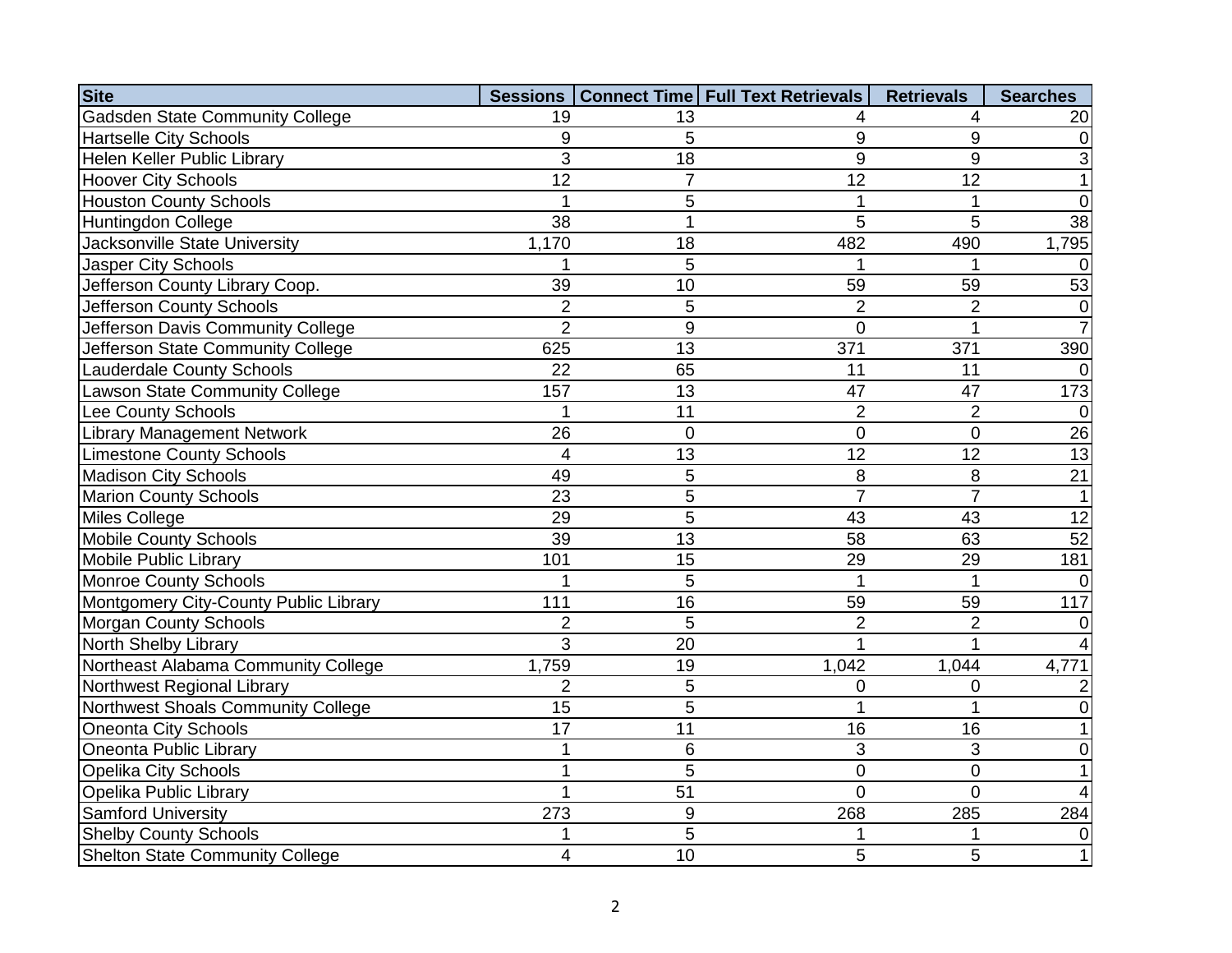| Site | Sessions | Connect Time | Full Text Retrievals | Retrievals | Searches |
|---|---|---|---|---|---|
| Gadsden State Community College | 19 | 13 | 4 | 4 | 20 |
| Hartselle City Schools | 9 | 5 | 9 | 9 | 0 |
| Helen Keller Public Library | 3 | 18 | 9 | 9 | 3 |
| Hoover City Schools | 12 | 7 | 12 | 12 | 1 |
| Houston County Schools | 1 | 5 | 1 | 1 | 0 |
| Huntingdon College | 38 | 1 | 5 | 5 | 38 |
| Jacksonville State University | 1,170 | 18 | 482 | 490 | 1,795 |
| Jasper City Schools | 1 | 5 | 1 | 1 | 0 |
| Jefferson County Library Coop. | 39 | 10 | 59 | 59 | 53 |
| Jefferson County Schools | 2 | 5 | 2 | 2 | 0 |
| Jefferson Davis Community College | 2 | 9 | 0 | 1 | 7 |
| Jefferson State Community College | 625 | 13 | 371 | 371 | 390 |
| Lauderdale County Schools | 22 | 65 | 11 | 11 | 0 |
| Lawson State Community College | 157 | 13 | 47 | 47 | 173 |
| Lee County Schools | 1 | 11 | 2 | 2 | 0 |
| Library Management Network | 26 | 0 | 0 | 0 | 26 |
| Limestone County Schools | 4 | 13 | 12 | 12 | 13 |
| Madison City Schools | 49 | 5 | 8 | 8 | 21 |
| Marion County Schools | 23 | 5 | 7 | 7 | 1 |
| Miles College | 29 | 5 | 43 | 43 | 12 |
| Mobile County Schools | 39 | 13 | 58 | 63 | 52 |
| Mobile Public Library | 101 | 15 | 29 | 29 | 181 |
| Monroe County Schools | 1 | 5 | 1 | 1 | 0 |
| Montgomery City-County Public Library | 111 | 16 | 59 | 59 | 117 |
| Morgan County Schools | 2 | 5 | 2 | 2 | 0 |
| North Shelby Library | 3 | 20 | 1 | 1 | 4 |
| Northeast Alabama Community College | 1,759 | 19 | 1,042 | 1,044 | 4,771 |
| Northwest Regional Library | 2 | 5 | 0 | 0 | 2 |
| Northwest Shoals Community College | 15 | 5 | 1 | 1 | 0 |
| Oneonta City Schools | 17 | 11 | 16 | 16 | 1 |
| Oneonta Public Library | 1 | 6 | 3 | 3 | 0 |
| Opelika City Schools | 1 | 5 | 0 | 0 | 1 |
| Opelika Public Library | 1 | 51 | 0 | 0 | 4 |
| Samford University | 273 | 9 | 268 | 285 | 284 |
| Shelby County Schools | 1 | 5 | 1 | 1 | 0 |
| Shelton State Community College | 4 | 10 | 5 | 5 | 1 |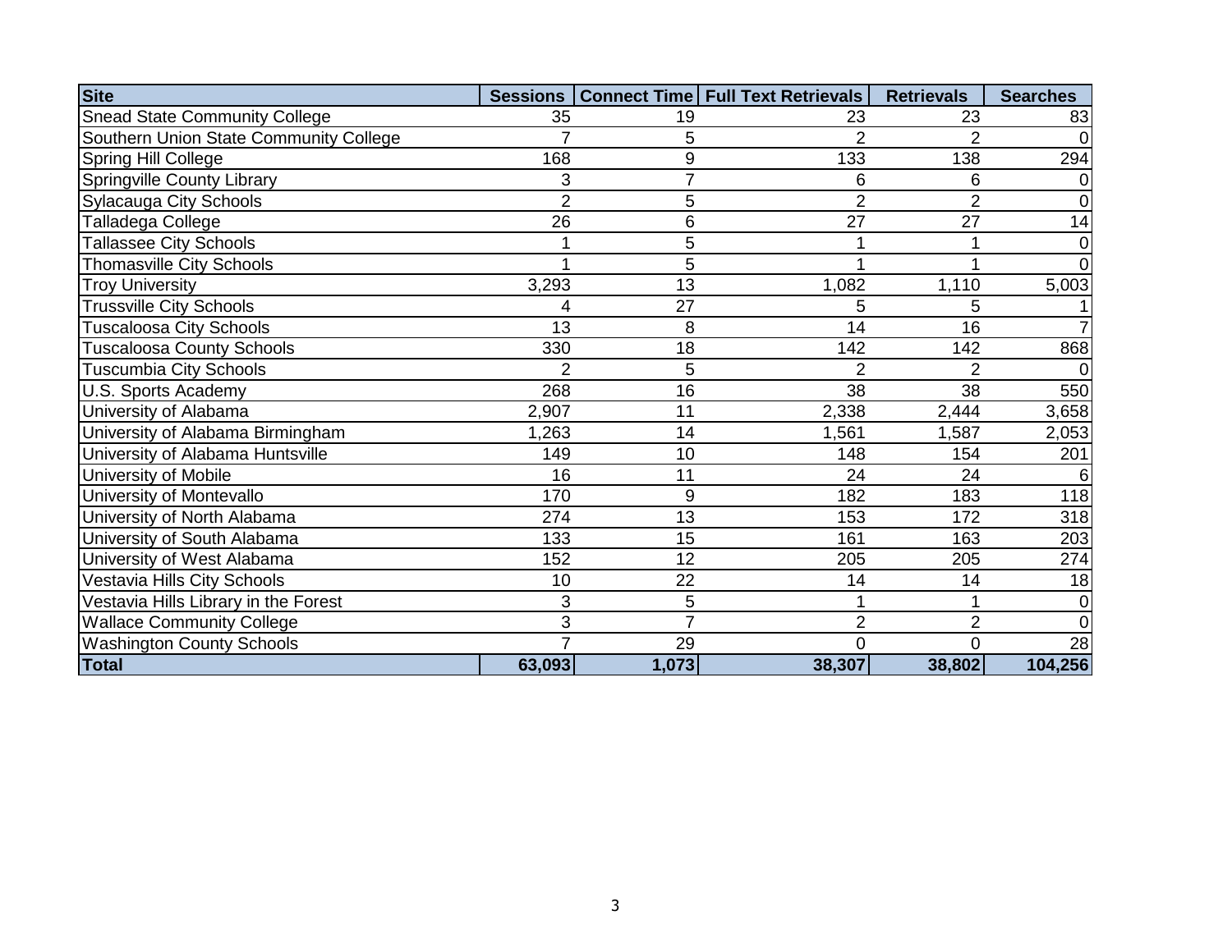| Site | Sessions | Connect Time | Full Text Retrievals | Retrievals | Searches |
|---|---|---|---|---|---|
| Snead State Community College | 35 | 19 | 23 | 23 | 83 |
| Southern Union State Community College | 7 | 5 | 2 | 2 | 0 |
| Spring Hill College | 168 | 9 | 133 | 138 | 294 |
| Springville County Library | 3 | 7 | 6 | 6 | 0 |
| Sylacauga City Schools | 2 | 5 | 2 | 2 | 0 |
| Talladega College | 26 | 6 | 27 | 27 | 14 |
| Tallassee City Schools | 1 | 5 | 1 | 1 | 0 |
| Thomasville City Schools | 1 | 5 | 1 | 1 | 0 |
| Troy University | 3,293 | 13 | 1,082 | 1,110 | 5,003 |
| Trussville City Schools | 4 | 27 | 5 | 5 | 1 |
| Tuscaloosa City Schools | 13 | 8 | 14 | 16 | 7 |
| Tuscaloosa County Schools | 330 | 18 | 142 | 142 | 868 |
| Tuscumbia City Schools | 2 | 5 | 2 | 2 | 0 |
| U.S. Sports Academy | 268 | 16 | 38 | 38 | 550 |
| University of Alabama | 2,907 | 11 | 2,338 | 2,444 | 3,658 |
| University of Alabama Birmingham | 1,263 | 14 | 1,561 | 1,587 | 2,053 |
| University of Alabama Huntsville | 149 | 10 | 148 | 154 | 201 |
| University of Mobile | 16 | 11 | 24 | 24 | 6 |
| University of Montevallo | 170 | 9 | 182 | 183 | 118 |
| University of North Alabama | 274 | 13 | 153 | 172 | 318 |
| University of South Alabama | 133 | 15 | 161 | 163 | 203 |
| University of West Alabama | 152 | 12 | 205 | 205 | 274 |
| Vestavia Hills City Schools | 10 | 22 | 14 | 14 | 18 |
| Vestavia Hills Library in the Forest | 3 | 5 | 1 | 1 | 0 |
| Wallace Community College | 3 | 7 | 2 | 2 | 0 |
| Washington County Schools | 7 | 29 | 0 | 0 | 28 |
| **Total** | **63,093** | **1,073** | **38,307** | **38,802** | **104,256** |